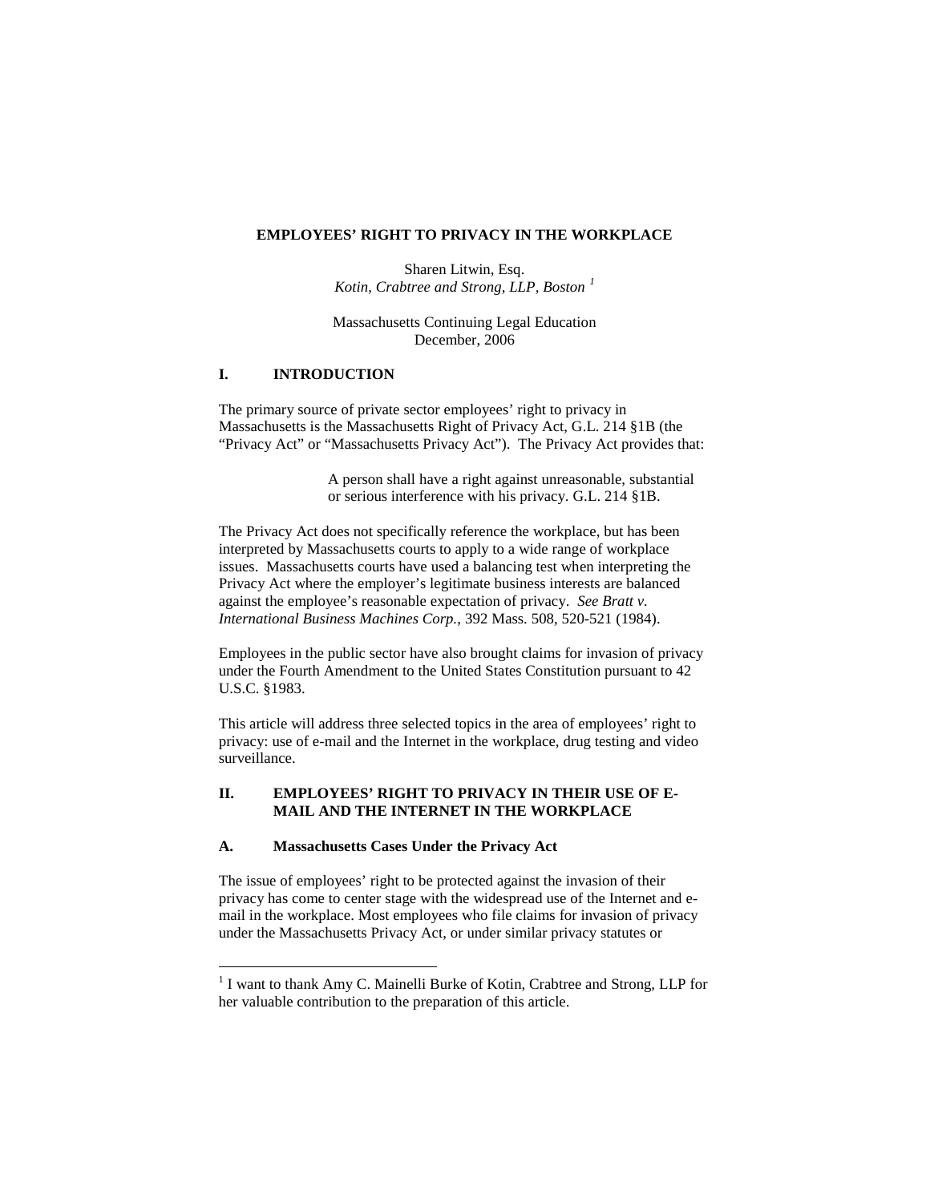# EMPLOYEES' RIGHT TO PRIVACY IN THE WORKPLACE

Sharen Litwin, Esq.
*Kotin, Crabtree and Strong, LLP, Boston* [1]

Massachusetts Continuing Legal Education
December, 2006

## I. INTRODUCTION

The primary source of private sector employees' right to privacy in Massachusetts is the Massachusetts Right of Privacy Act, G.L. 214 §1B (the "Privacy Act" or "Massachusetts Privacy Act"). The Privacy Act provides that:

> A person shall have a right against unreasonable, substantial or serious interference with his privacy. G.L. 214 §1B.

The Privacy Act does not specifically reference the workplace, but has been interpreted by Massachusetts courts to apply to a wide range of workplace issues. Massachusetts courts have used a balancing test when interpreting the Privacy Act where the employer's legitimate business interests are balanced against the employee's reasonable expectation of privacy. *See Bratt v. International Business Machines Corp.*, 392 Mass. 508, 520-521 (1984).

Employees in the public sector have also brought claims for invasion of privacy under the Fourth Amendment to the United States Constitution pursuant to 42 U.S.C. §1983.

This article will address three selected topics in the area of employees' right to privacy: use of e-mail and the Internet in the workplace, drug testing and video surveillance.

## II. EMPLOYEES' RIGHT TO PRIVACY IN THEIR USE OF E-MAIL AND THE INTERNET IN THE WORKPLACE

### A. Massachusetts Cases Under the Privacy Act

The issue of employees' right to be protected against the invasion of their privacy has come to center stage with the widespread use of the Internet and e-mail in the workplace. Most employees who file claims for invasion of privacy under the Massachusetts Privacy Act, or under similar privacy statutes or

---

[1] I want to thank Amy C. Mainelli Burke of Kotin, Crabtree and Strong, LLP for her valuable contribution to the preparation of this article.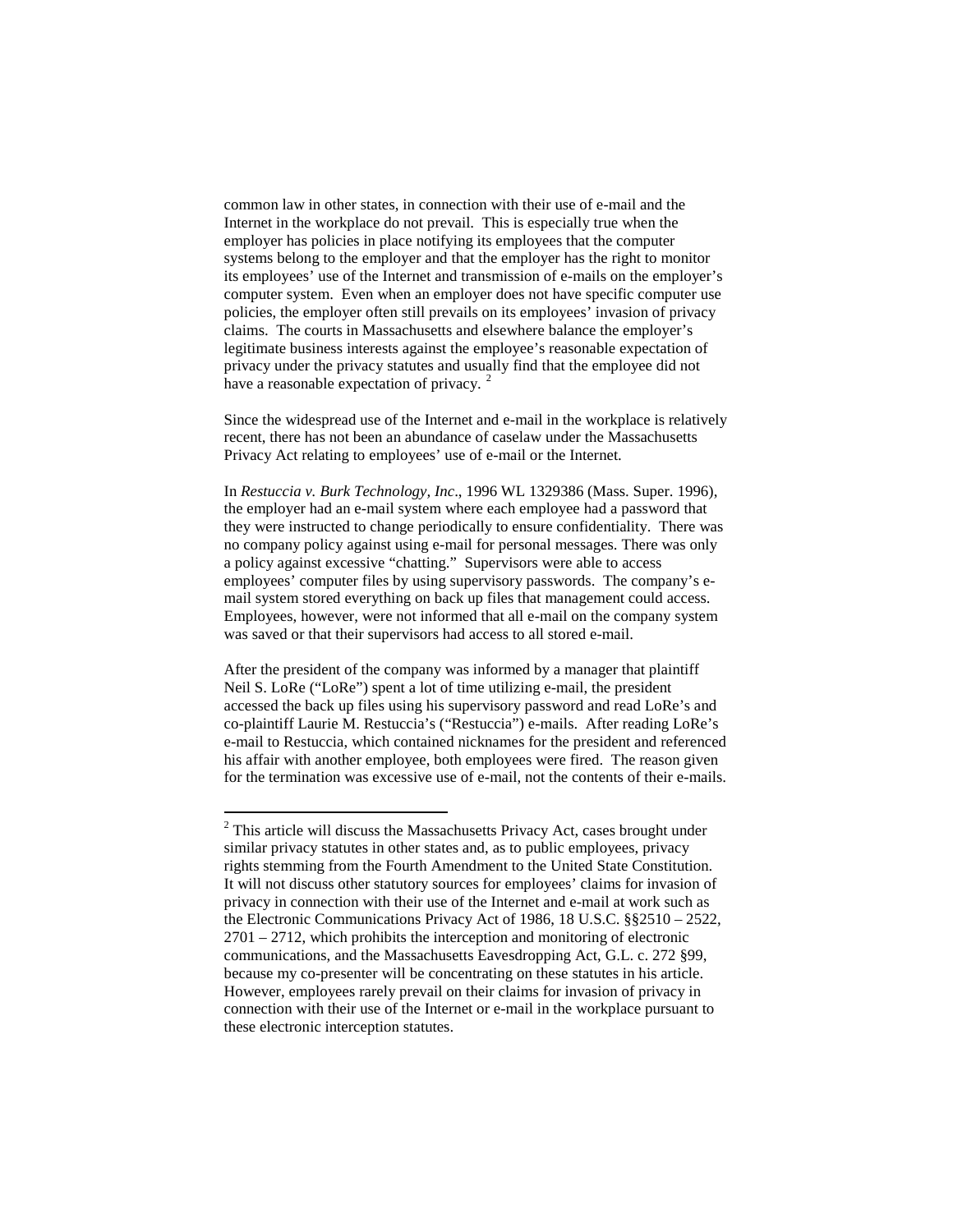common law in other states, in connection with their use of e-mail and the Internet in the workplace do not prevail. This is especially true when the employer has policies in place notifying its employees that the computer systems belong to the employer and that the employer has the right to monitor its employees' use of the Internet and transmission of e-mails on the employer's computer system. Even when an employer does not have specific computer use policies, the employer often still prevails on its employees' invasion of privacy claims. The courts in Massachusetts and elsewhere balance the employer's legitimate business interests against the employee's reasonable expectation of privacy under the privacy statutes and usually find that the employee did not have a reasonable expectation of privacy. [2]

Since the widespread use of the Internet and e-mail in the workplace is relatively recent, there has not been an abundance of caselaw under the Massachusetts Privacy Act relating to employees' use of e-mail or the Internet.

In *Restuccia v. Burk Technology, Inc*., 1996 WL 1329386 (Mass. Super. 1996), the employer had an e-mail system where each employee had a password that they were instructed to change periodically to ensure confidentiality. There was no company policy against using e-mail for personal messages. There was only a policy against excessive "chatting." Supervisors were able to access employees' computer files by using supervisory passwords. The company's e-mail system stored everything on back up files that management could access. Employees, however, were not informed that all e-mail on the company system was saved or that their supervisors had access to all stored e-mail.

After the president of the company was informed by a manager that plaintiff Neil S. LoRe ("LoRe") spent a lot of time utilizing e-mail, the president accessed the back up files using his supervisory password and read LoRe's and co-plaintiff Laurie M. Restuccia's ("Restuccia") e-mails. After reading LoRe's e-mail to Restuccia, which contained nicknames for the president and referenced his affair with another employee, both employees were fired. The reason given for the termination was excessive use of e-mail, not the contents of their e-mails.

---

[2] This article will discuss the Massachusetts Privacy Act, cases brought under similar privacy statutes in other states and, as to public employees, privacy rights stemming from the Fourth Amendment to the United State Constitution. It will not discuss other statutory sources for employees' claims for invasion of privacy in connection with their use of the Internet and e-mail at work such as the Electronic Communications Privacy Act of 1986, 18 U.S.C. §§2510 – 2522, 2701 – 2712, which prohibits the interception and monitoring of electronic communications, and the Massachusetts Eavesdropping Act, G.L. c. 272 §99, because my co-presenter will be concentrating on these statutes in his article. However, employees rarely prevail on their claims for invasion of privacy in connection with their use of the Internet or e-mail in the workplace pursuant to these electronic interception statutes.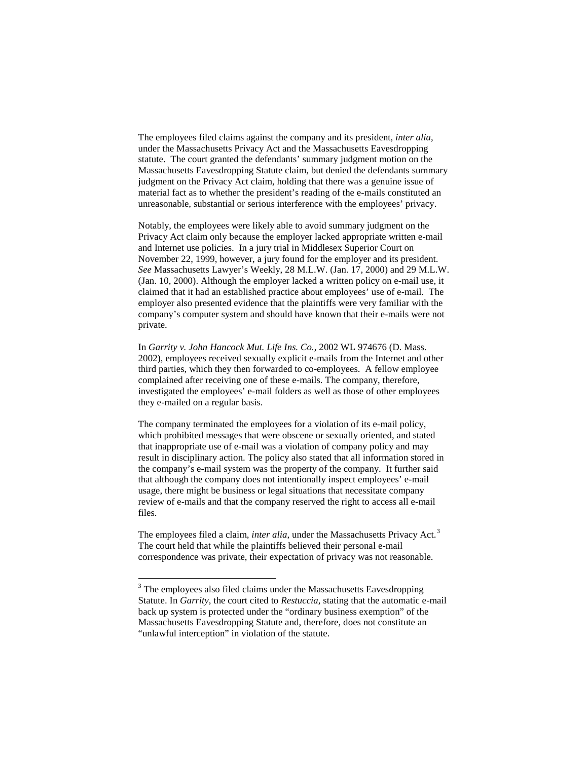The employees filed claims against the company and its president, *inter alia*, under the Massachusetts Privacy Act and the Massachusetts Eavesdropping statute. The court granted the defendants' summary judgment motion on the Massachusetts Eavesdropping Statute claim, but denied the defendants summary judgment on the Privacy Act claim, holding that there was a genuine issue of material fact as to whether the president's reading of the e-mails constituted an unreasonable, substantial or serious interference with the employees' privacy.

Notably, the employees were likely able to avoid summary judgment on the Privacy Act claim only because the employer lacked appropriate written e-mail and Internet use policies. In a jury trial in Middlesex Superior Court on November 22, 1999, however, a jury found for the employer and its president. *See* Massachusetts Lawyer's Weekly, 28 M.L.W. (Jan. 17, 2000) and 29 M.L.W. (Jan. 10, 2000). Although the employer lacked a written policy on e-mail use, it claimed that it had an established practice about employees' use of e-mail. The employer also presented evidence that the plaintiffs were very familiar with the company's computer system and should have known that their e-mails were not private.

In *Garrity v. John Hancock Mut. Life Ins. Co.*, 2002 WL 974676 (D. Mass. 2002), employees received sexually explicit e-mails from the Internet and other third parties, which they then forwarded to co-employees. A fellow employee complained after receiving one of these e-mails. The company, therefore, investigated the employees' e-mail folders as well as those of other employees they e-mailed on a regular basis.

The company terminated the employees for a violation of its e-mail policy, which prohibited messages that were obscene or sexually oriented, and stated that inappropriate use of e-mail was a violation of company policy and may result in disciplinary action. The policy also stated that all information stored in the company's e-mail system was the property of the company. It further said that although the company does not intentionally inspect employees' e-mail usage, there might be business or legal situations that necessitate company review of e-mails and that the company reserved the right to access all e-mail files.

The employees filed a claim, *inter alia*, under the Massachusetts Privacy Act.[3] The court held that while the plaintiffs believed their personal e-mail correspondence was private, their expectation of privacy was not reasonable.

---

[3] The employees also filed claims under the Massachusetts Eavesdropping Statute. In *Garrity*, the court cited to *Restuccia*, stating that the automatic e-mail back up system is protected under the "ordinary business exemption" of the Massachusetts Eavesdropping Statute and, therefore, does not constitute an "unlawful interception" in violation of the statute.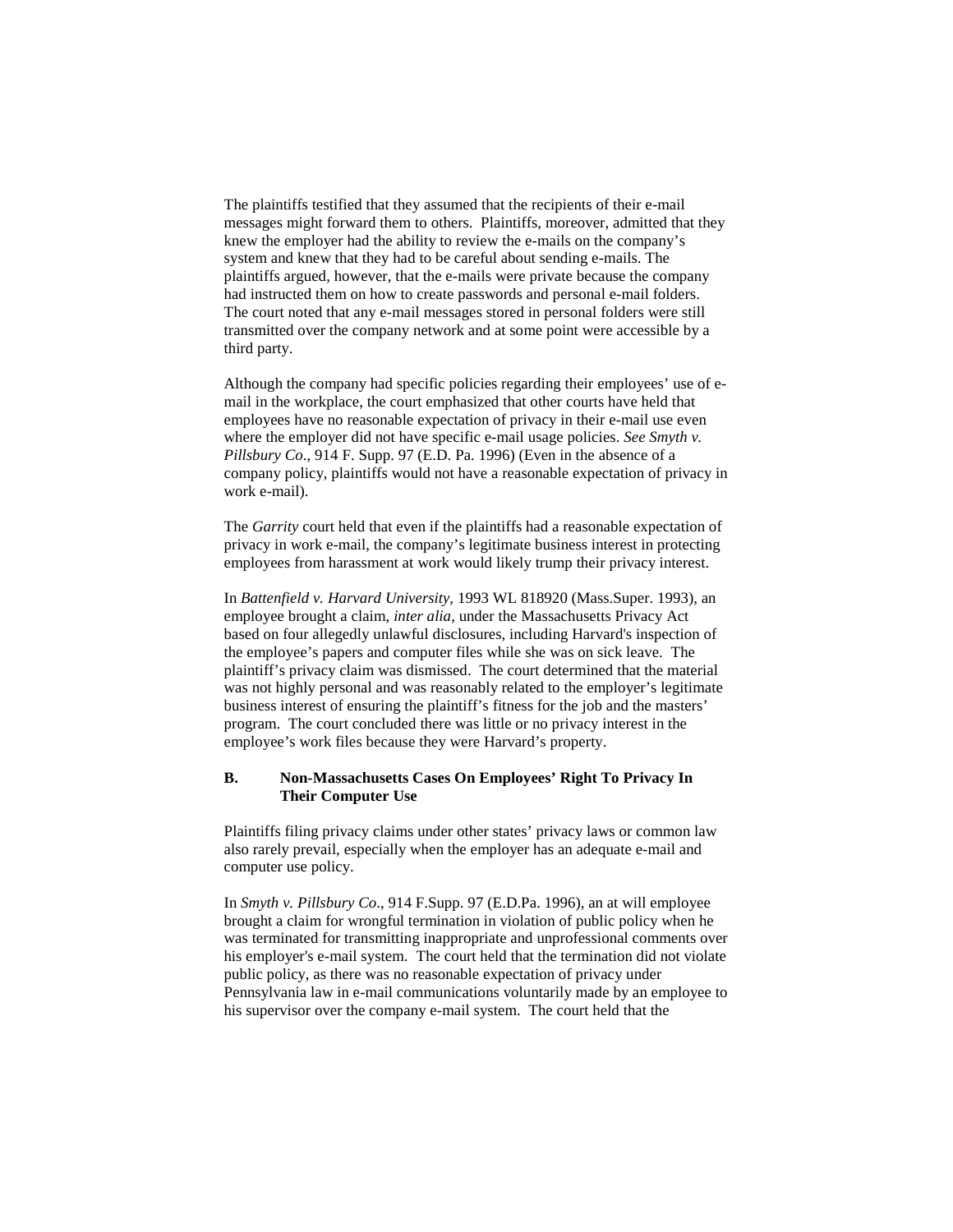The plaintiffs testified that they assumed that the recipients of their e-mail messages might forward them to others. Plaintiffs, moreover, admitted that they knew the employer had the ability to review the e-mails on the company's system and knew that they had to be careful about sending e-mails. The plaintiffs argued, however, that the e-mails were private because the company had instructed them on how to create passwords and personal e-mail folders. The court noted that any e-mail messages stored in personal folders were still transmitted over the company network and at some point were accessible by a third party.

Although the company had specific policies regarding their employees' use of e-mail in the workplace, the court emphasized that other courts have held that employees have no reasonable expectation of privacy in their e-mail use even where the employer did not have specific e-mail usage policies. *See Smyth v. Pillsbury Co*., 914 F. Supp. 97 (E.D. Pa. 1996) (Even in the absence of a company policy, plaintiffs would not have a reasonable expectation of privacy in work e-mail).

The *Garrity* court held that even if the plaintiffs had a reasonable expectation of privacy in work e-mail, the company's legitimate business interest in protecting employees from harassment at work would likely trump their privacy interest.

In *Battenfield v. Harvard University,* 1993 WL 818920 (Mass.Super. 1993), an employee brought a claim, *inter alia*, under the Massachusetts Privacy Act based on four allegedly unlawful disclosures, including Harvard's inspection of the employee's papers and computer files while she was on sick leave. The plaintiff's privacy claim was dismissed. The court determined that the material was not highly personal and was reasonably related to the employer's legitimate business interest of ensuring the plaintiff's fitness for the job and the masters' program. The court concluded there was little or no privacy interest in the employee's work files because they were Harvard's property.

### B. Non-Massachusetts Cases On Employees' Right To Privacy In Their Computer Use

Plaintiffs filing privacy claims under other states' privacy laws or common law also rarely prevail, especially when the employer has an adequate e-mail and computer use policy.

In *Smyth v. Pillsbury Co*., 914 F.Supp. 97 (E.D.Pa. 1996), an at will employee brought a claim for wrongful termination in violation of public policy when he was terminated for transmitting inappropriate and unprofessional comments over his employer's e-mail system. The court held that the termination did not violate public policy, as there was no reasonable expectation of privacy under Pennsylvania law in e-mail communications voluntarily made by an employee to his supervisor over the company e-mail system. The court held that the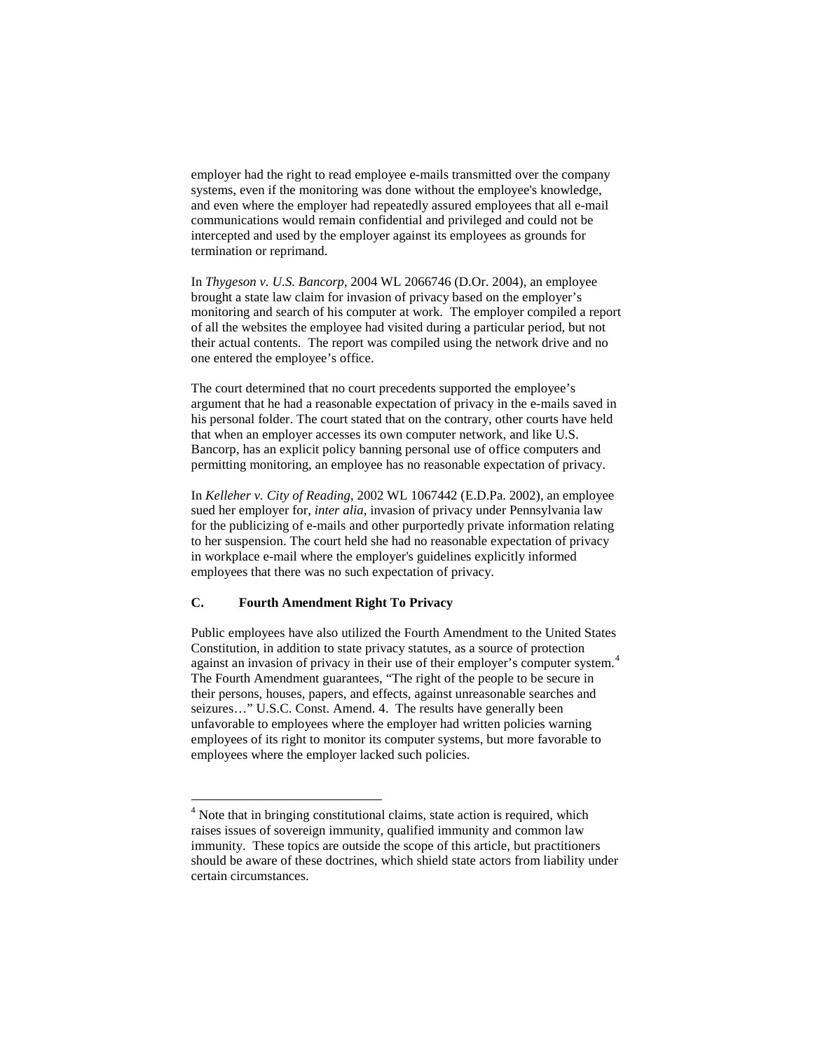employer had the right to read employee e-mails transmitted over the company systems, even if the monitoring was done without the employee's knowledge, and even where the employer had repeatedly assured employees that all e-mail communications would remain confidential and privileged and could not be intercepted and used by the employer against its employees as grounds for termination or reprimand.

In *Thygeson v. U.S. Bancorp*, 2004 WL 2066746 (D.Or. 2004), an employee brought a state law claim for invasion of privacy based on the employer's monitoring and search of his computer at work. The employer compiled a report of all the websites the employee had visited during a particular period, but not their actual contents. The report was compiled using the network drive and no one entered the employee's office.

The court determined that no court precedents supported the employee's argument that he had a reasonable expectation of privacy in the e-mails saved in his personal folder. The court stated that on the contrary, other courts have held that when an employer accesses its own computer network, and like U.S. Bancorp, has an explicit policy banning personal use of office computers and permitting monitoring, an employee has no reasonable expectation of privacy.

In *Kelleher v. City of Reading*, 2002 WL 1067442 (E.D.Pa. 2002), an employee sued her employer for, *inter alia*, invasion of privacy under Pennsylvania law for the publicizing of e-mails and other purportedly private information relating to her suspension. The court held she had no reasonable expectation of privacy in workplace e-mail where the employer's guidelines explicitly informed employees that there was no such expectation of privacy.

### C. Fourth Amendment Right To Privacy

Public employees have also utilized the Fourth Amendment to the United States Constitution, in addition to state privacy statutes, as a source of protection against an invasion of privacy in their use of their employer's computer system.[4] The Fourth Amendment guarantees, "The right of the people to be secure in their persons, houses, papers, and effects, against unreasonable searches and seizures…" U.S.C. Const. Amend. 4. The results have generally been unfavorable to employees where the employer had written policies warning employees of its right to monitor its computer systems, but more favorable to employees where the employer lacked such policies.

[4] Note that in bringing constitutional claims, state action is required, which raises issues of sovereign immunity, qualified immunity and common law immunity. These topics are outside the scope of this article, but practitioners should be aware of these doctrines, which shield state actors from liability under certain circumstances.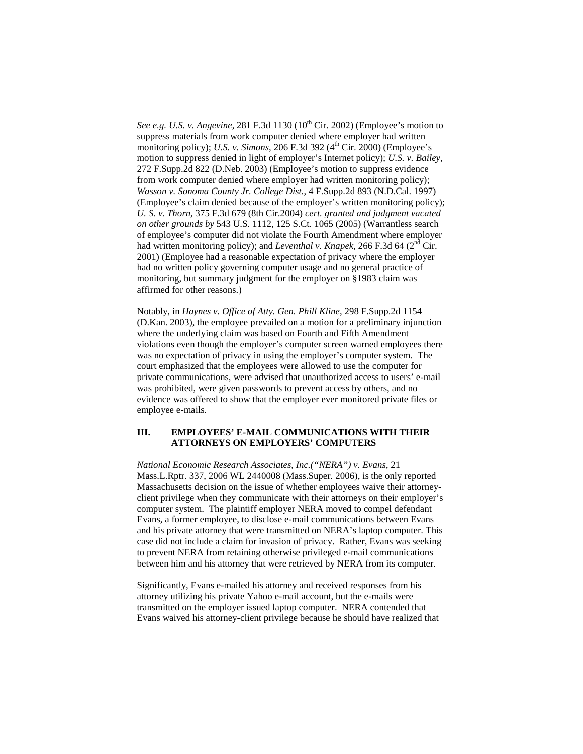*See e.g. U.S. v. Angevine*, 281 F.3d 1130 (10th Cir. 2002) (Employee's motion to suppress materials from work computer denied where employer had written monitoring policy); *U.S. v. Simons*, 206 F.3d 392 (4th Cir. 2000) (Employee's motion to suppress denied in light of employer's Internet policy); *U.S. v. Bailey*, 272 F.Supp.2d 822 (D.Neb. 2003) (Employee's motion to suppress evidence from work computer denied where employer had written monitoring policy); *Wasson v. Sonoma County Jr. College Dist.*, 4 F.Supp.2d 893 (N.D.Cal. 1997) (Employee's claim denied because of the employer's written monitoring policy); *U. S. v. Thorn*, 375 F.3d 679 (8th Cir.2004) *cert. granted and judgment vacated on other grounds by* 543 U.S. 1112, 125 S.Ct. 1065 (2005) (Warrantless search of employee's computer did not violate the Fourth Amendment where employer had written monitoring policy); and *Leventhal v. Knapek*, 266 F.3d 64 (2nd Cir. 2001) (Employee had a reasonable expectation of privacy where the employer had no written policy governing computer usage and no general practice of monitoring, but summary judgment for the employer on §1983 claim was affirmed for other reasons.)

Notably, in *Haynes v. Office of Atty. Gen. Phill Kline*, 298 F.Supp.2d 1154 (D.Kan. 2003), the employee prevailed on a motion for a preliminary injunction where the underlying claim was based on Fourth and Fifth Amendment violations even though the employer's computer screen warned employees there was no expectation of privacy in using the employer's computer system. The court emphasized that the employees were allowed to use the computer for private communications, were advised that unauthorized access to users' e-mail was prohibited, were given passwords to prevent access by others, and no evidence was offered to show that the employer ever monitored private files or employee e-mails.

## III. EMPLOYEES' E-MAIL COMMUNICATIONS WITH THEIR ATTORNEYS ON EMPLOYERS' COMPUTERS

*National Economic Research Associates, Inc.("NERA") v. Evans*, 21 Mass.L.Rptr. 337, 2006 WL 2440008 (Mass.Super. 2006), is the only reported Massachusetts decision on the issue of whether employees waive their attorney-client privilege when they communicate with their attorneys on their employer's computer system. The plaintiff employer NERA moved to compel defendant Evans, a former employee, to disclose e-mail communications between Evans and his private attorney that were transmitted on NERA's laptop computer. This case did not include a claim for invasion of privacy. Rather, Evans was seeking to prevent NERA from retaining otherwise privileged e-mail communications between him and his attorney that were retrieved by NERA from its computer.

Significantly, Evans e-mailed his attorney and received responses from his attorney utilizing his private Yahoo e-mail account, but the e-mails were transmitted on the employer issued laptop computer. NERA contended that Evans waived his attorney-client privilege because he should have realized that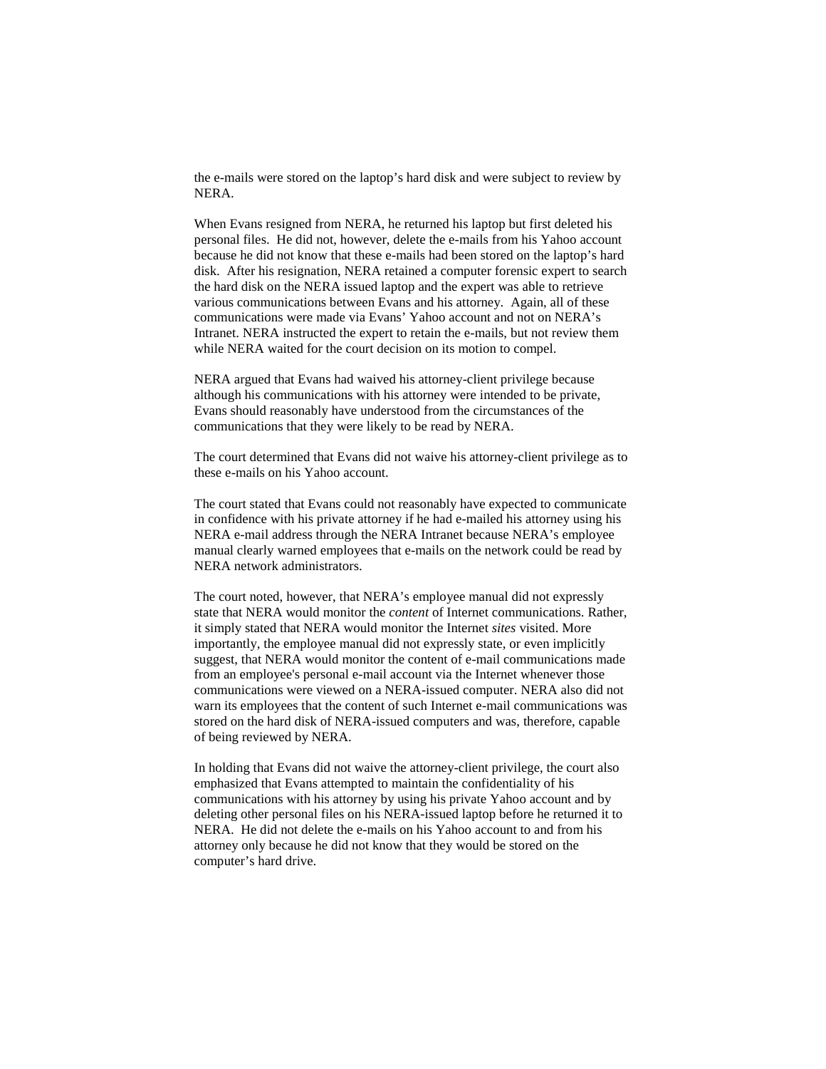the e-mails were stored on the laptop's hard disk and were subject to review by NERA.

When Evans resigned from NERA, he returned his laptop but first deleted his personal files. He did not, however, delete the e-mails from his Yahoo account because he did not know that these e-mails had been stored on the laptop's hard disk. After his resignation, NERA retained a computer forensic expert to search the hard disk on the NERA issued laptop and the expert was able to retrieve various communications between Evans and his attorney. Again, all of these communications were made via Evans' Yahoo account and not on NERA's Intranet. NERA instructed the expert to retain the e-mails, but not review them while NERA waited for the court decision on its motion to compel.

NERA argued that Evans had waived his attorney-client privilege because although his communications with his attorney were intended to be private, Evans should reasonably have understood from the circumstances of the communications that they were likely to be read by NERA.

The court determined that Evans did not waive his attorney-client privilege as to these e-mails on his Yahoo account.

The court stated that Evans could not reasonably have expected to communicate in confidence with his private attorney if he had e-mailed his attorney using his NERA e-mail address through the NERA Intranet because NERA's employee manual clearly warned employees that e-mails on the network could be read by NERA network administrators.

The court noted, however, that NERA's employee manual did not expressly state that NERA would monitor the *content* of Internet communications. Rather, it simply stated that NERA would monitor the Internet *sites* visited. More importantly, the employee manual did not expressly state, or even implicitly suggest, that NERA would monitor the content of e-mail communications made from an employee's personal e-mail account via the Internet whenever those communications were viewed on a NERA-issued computer. NERA also did not warn its employees that the content of such Internet e-mail communications was stored on the hard disk of NERA-issued computers and was, therefore, capable of being reviewed by NERA.

In holding that Evans did not waive the attorney-client privilege, the court also emphasized that Evans attempted to maintain the confidentiality of his communications with his attorney by using his private Yahoo account and by deleting other personal files on his NERA-issued laptop before he returned it to NERA. He did not delete the e-mails on his Yahoo account to and from his attorney only because he did not know that they would be stored on the computer's hard drive.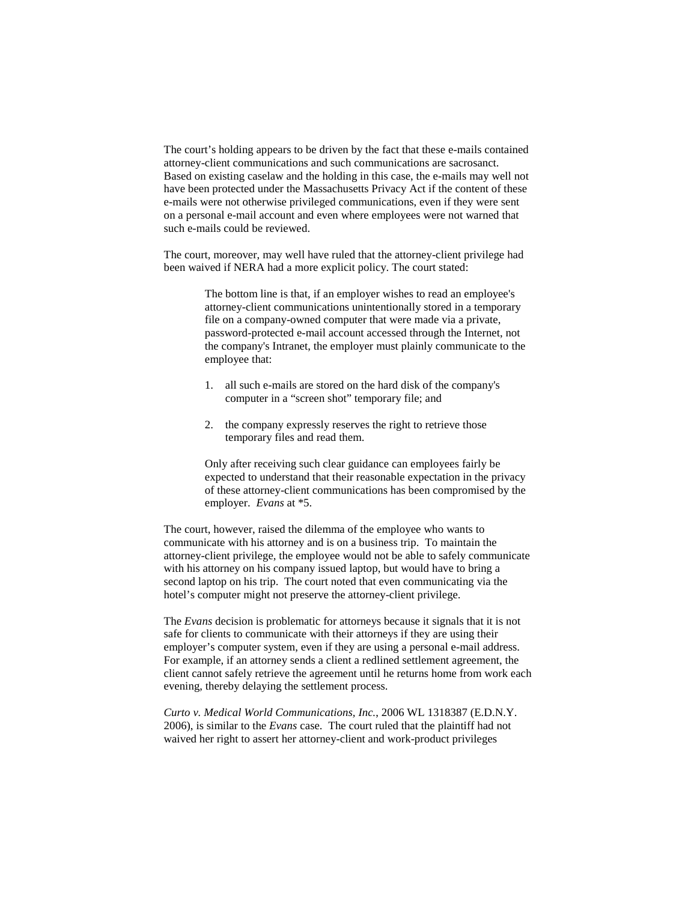The court's holding appears to be driven by the fact that these e-mails contained attorney-client communications and such communications are sacrosanct. Based on existing caselaw and the holding in this case, the e-mails may well not have been protected under the Massachusetts Privacy Act if the content of these e-mails were not otherwise privileged communications, even if they were sent on a personal e-mail account and even where employees were not warned that such e-mails could be reviewed.

The court, moreover, may well have ruled that the attorney-client privilege had been waived if NERA had a more explicit policy. The court stated:

> The bottom line is that, if an employer wishes to read an employee's attorney-client communications unintentionally stored in a temporary file on a company-owned computer that were made via a private, password-protected e-mail account accessed through the Internet, not the company's Intranet, the employer must plainly communicate to the employee that:
>
> 1. all such e-mails are stored on the hard disk of the company's computer in a "screen shot" temporary file; and
>
> 2. the company expressly reserves the right to retrieve those temporary files and read them.
>
> Only after receiving such clear guidance can employees fairly be expected to understand that their reasonable expectation in the privacy of these attorney-client communications has been compromised by the employer. *Evans* at *5.

The court, however, raised the dilemma of the employee who wants to communicate with his attorney and is on a business trip. To maintain the attorney-client privilege, the employee would not be able to safely communicate with his attorney on his company issued laptop, but would have to bring a second laptop on his trip. The court noted that even communicating via the hotel's computer might not preserve the attorney-client privilege.

The *Evans* decision is problematic for attorneys because it signals that it is not safe for clients to communicate with their attorneys if they are using their employer's computer system, even if they are using a personal e-mail address. For example, if an attorney sends a client a redlined settlement agreement, the client cannot safely retrieve the agreement until he returns home from work each evening, thereby delaying the settlement process.

*Curto v. Medical World Communications, Inc.*, 2006 WL 1318387 (E.D.N.Y. 2006), is similar to the *Evans* case. The court ruled that the plaintiff had not waived her right to assert her attorney-client and work-product privileges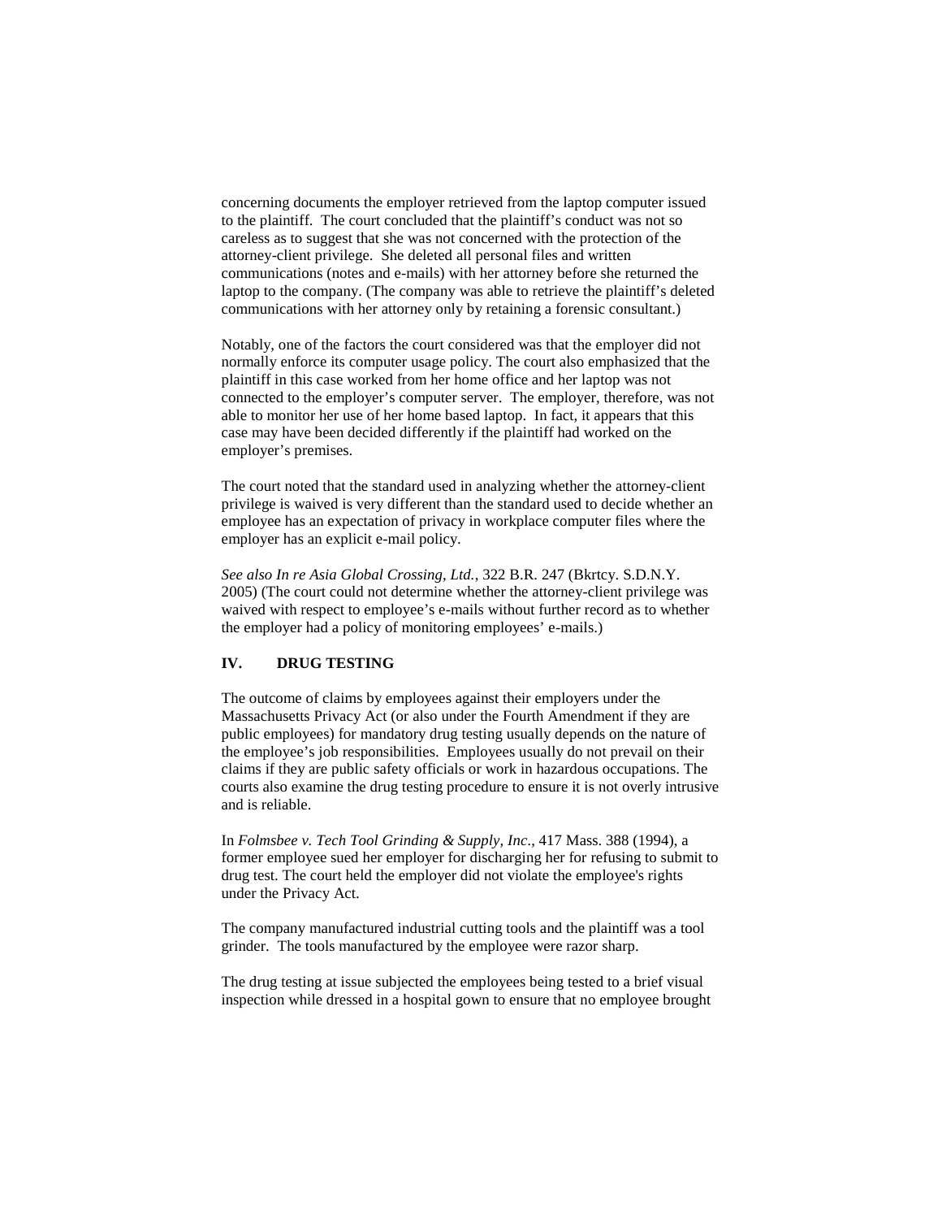concerning documents the employer retrieved from the laptop computer issued to the plaintiff. The court concluded that the plaintiff's conduct was not so careless as to suggest that she was not concerned with the protection of the attorney-client privilege. She deleted all personal files and written communications (notes and e-mails) with her attorney before she returned the laptop to the company. (The company was able to retrieve the plaintiff's deleted communications with her attorney only by retaining a forensic consultant.)

Notably, one of the factors the court considered was that the employer did not normally enforce its computer usage policy. The court also emphasized that the plaintiff in this case worked from her home office and her laptop was not connected to the employer's computer server. The employer, therefore, was not able to monitor her use of her home based laptop. In fact, it appears that this case may have been decided differently if the plaintiff had worked on the employer's premises.

The court noted that the standard used in analyzing whether the attorney-client privilege is waived is very different than the standard used to decide whether an employee has an expectation of privacy in workplace computer files where the employer has an explicit e-mail policy.

*See also In re Asia Global Crossing, Ltd.*, 322 B.R. 247 (Bkrtcy. S.D.N.Y. 2005) (The court could not determine whether the attorney-client privilege was waived with respect to employee's e-mails without further record as to whether the employer had a policy of monitoring employees' e-mails.)

## IV. DRUG TESTING

The outcome of claims by employees against their employers under the Massachusetts Privacy Act (or also under the Fourth Amendment if they are public employees) for mandatory drug testing usually depends on the nature of the employee's job responsibilities. Employees usually do not prevail on their claims if they are public safety officials or work in hazardous occupations. The courts also examine the drug testing procedure to ensure it is not overly intrusive and is reliable.

In *Folmsbee v. Tech Tool Grinding & Supply, Inc.*, 417 Mass. 388 (1994), a former employee sued her employer for discharging her for refusing to submit to drug test. The court held the employer did not violate the employee's rights under the Privacy Act.

The company manufactured industrial cutting tools and the plaintiff was a tool grinder. The tools manufactured by the employee were razor sharp.

The drug testing at issue subjected the employees being tested to a brief visual inspection while dressed in a hospital gown to ensure that no employee brought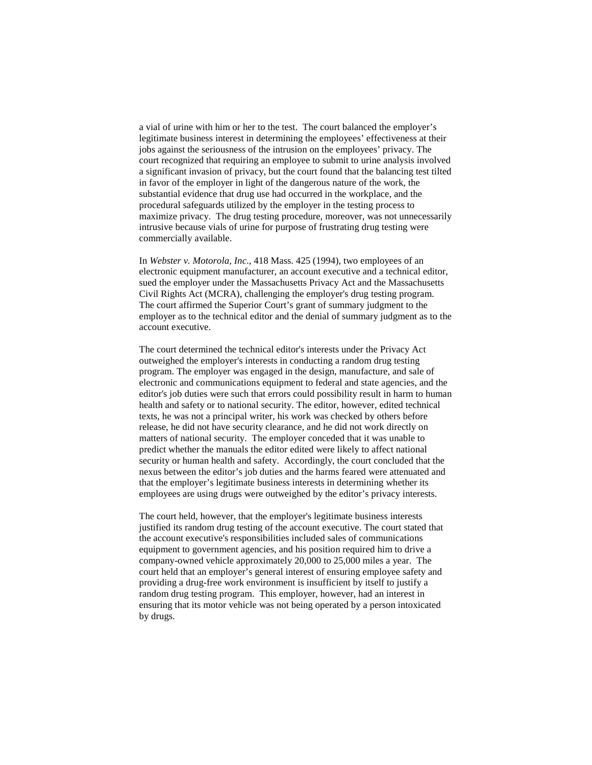a vial of urine with him or her to the test. The court balanced the employer's legitimate business interest in determining the employees' effectiveness at their jobs against the seriousness of the intrusion on the employees' privacy. The court recognized that requiring an employee to submit to urine analysis involved a significant invasion of privacy, but the court found that the balancing test tilted in favor of the employer in light of the dangerous nature of the work, the substantial evidence that drug use had occurred in the workplace, and the procedural safeguards utilized by the employer in the testing process to maximize privacy. The drug testing procedure, moreover, was not unnecessarily intrusive because vials of urine for purpose of frustrating drug testing were commercially available.

In *Webster v. Motorola, Inc.*, 418 Mass. 425 (1994), two employees of an electronic equipment manufacturer, an account executive and a technical editor, sued the employer under the Massachusetts Privacy Act and the Massachusetts Civil Rights Act (MCRA), challenging the employer's drug testing program. The court affirmed the Superior Court's grant of summary judgment to the employer as to the technical editor and the denial of summary judgment as to the account executive.

The court determined the technical editor's interests under the Privacy Act outweighed the employer's interests in conducting a random drug testing program. The employer was engaged in the design, manufacture, and sale of electronic and communications equipment to federal and state agencies, and the editor's job duties were such that errors could possibility result in harm to human health and safety or to national security. The editor, however, edited technical texts, he was not a principal writer, his work was checked by others before release, he did not have security clearance, and he did not work directly on matters of national security. The employer conceded that it was unable to predict whether the manuals the editor edited were likely to affect national security or human health and safety. Accordingly, the court concluded that the nexus between the editor's job duties and the harms feared were attenuated and that the employer's legitimate business interests in determining whether its employees are using drugs were outweighed by the editor's privacy interests.

The court held, however, that the employer's legitimate business interests justified its random drug testing of the account executive. The court stated that the account executive's responsibilities included sales of communications equipment to government agencies, and his position required him to drive a company-owned vehicle approximately 20,000 to 25,000 miles a year. The court held that an employer's general interest of ensuring employee safety and providing a drug-free work environment is insufficient by itself to justify a random drug testing program. This employer, however, had an interest in ensuring that its motor vehicle was not being operated by a person intoxicated by drugs.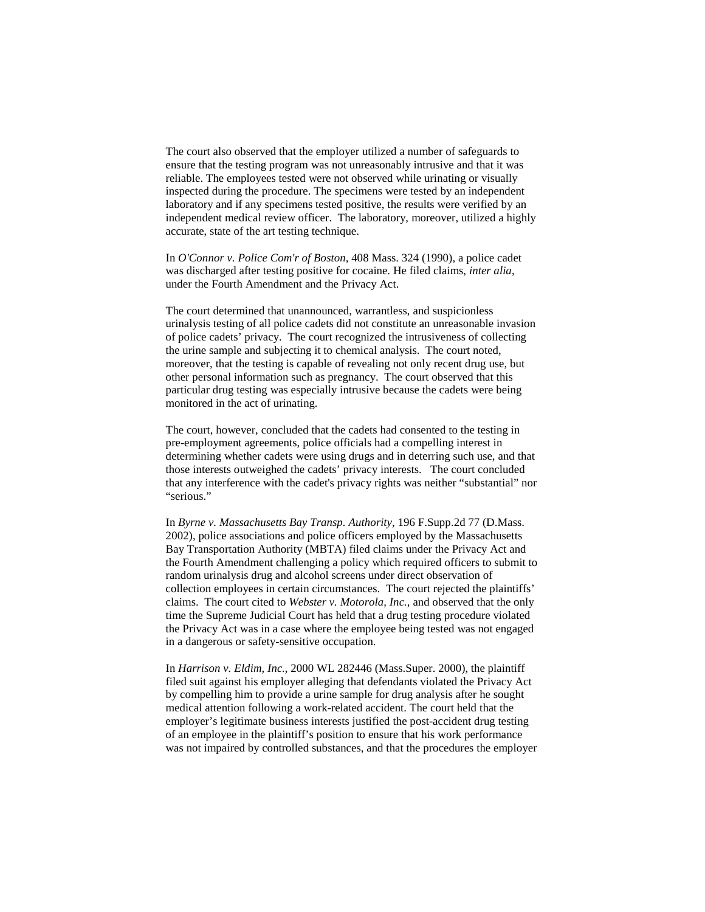The court also observed that the employer utilized a number of safeguards to ensure that the testing program was not unreasonably intrusive and that it was reliable. The employees tested were not observed while urinating or visually inspected during the procedure. The specimens were tested by an independent laboratory and if any specimens tested positive, the results were verified by an independent medical review officer. The laboratory, moreover, utilized a highly accurate, state of the art testing technique.

In *O'Connor v. Police Com'r of Boston*, 408 Mass. 324 (1990), a police cadet was discharged after testing positive for cocaine. He filed claims, *inter alia*, under the Fourth Amendment and the Privacy Act.

The court determined that unannounced, warrantless, and suspicionless urinalysis testing of all police cadets did not constitute an unreasonable invasion of police cadets' privacy. The court recognized the intrusiveness of collecting the urine sample and subjecting it to chemical analysis. The court noted, moreover, that the testing is capable of revealing not only recent drug use, but other personal information such as pregnancy. The court observed that this particular drug testing was especially intrusive because the cadets were being monitored in the act of urinating.

The court, however, concluded that the cadets had consented to the testing in pre-employment agreements, police officials had a compelling interest in determining whether cadets were using drugs and in deterring such use, and that those interests outweighed the cadets' privacy interests. The court concluded that any interference with the cadet's privacy rights was neither "substantial" nor "serious."

In *Byrne v. Massachusetts Bay Transp. Authority*, 196 F.Supp.2d 77 (D.Mass. 2002), police associations and police officers employed by the Massachusetts Bay Transportation Authority (MBTA) filed claims under the Privacy Act and the Fourth Amendment challenging a policy which required officers to submit to random urinalysis drug and alcohol screens under direct observation of collection employees in certain circumstances. The court rejected the plaintiffs' claims. The court cited to *Webster v. Motorola, Inc.*, and observed that the only time the Supreme Judicial Court has held that a drug testing procedure violated the Privacy Act was in a case where the employee being tested was not engaged in a dangerous or safety-sensitive occupation.

In *Harrison v. Eldim, Inc.*, 2000 WL 282446 (Mass.Super. 2000), the plaintiff filed suit against his employer alleging that defendants violated the Privacy Act by compelling him to provide a urine sample for drug analysis after he sought medical attention following a work-related accident. The court held that the employer's legitimate business interests justified the post-accident drug testing of an employee in the plaintiff's position to ensure that his work performance was not impaired by controlled substances, and that the procedures the employer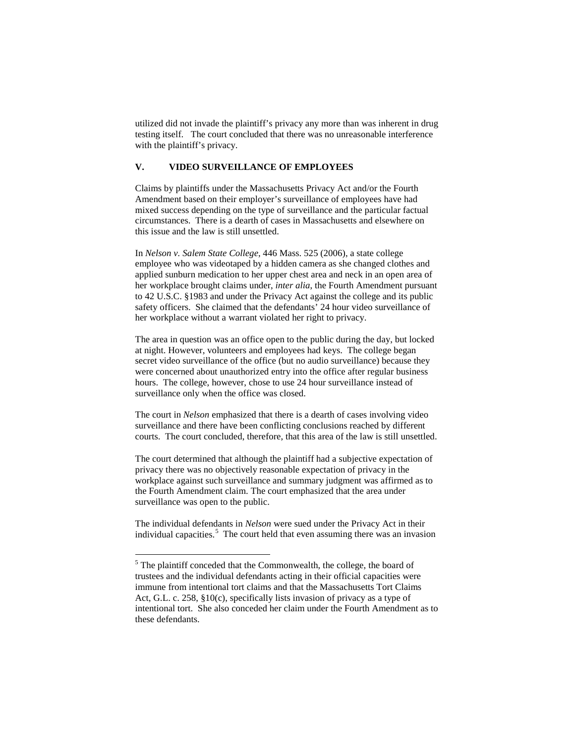utilized did not invade the plaintiff's privacy any more than was inherent in drug testing itself. The court concluded that there was no unreasonable interference with the plaintiff's privacy.

## V. VIDEO SURVEILLANCE OF EMPLOYEES

Claims by plaintiffs under the Massachusetts Privacy Act and/or the Fourth Amendment based on their employer's surveillance of employees have had mixed success depending on the type of surveillance and the particular factual circumstances. There is a dearth of cases in Massachusetts and elsewhere on this issue and the law is still unsettled.

In *Nelson v. Salem State College*, 446 Mass. 525 (2006), a state college employee who was videotaped by a hidden camera as she changed clothes and applied sunburn medication to her upper chest area and neck in an open area of her workplace brought claims under, *inter alia*, the Fourth Amendment pursuant to 42 U.S.C. §1983 and under the Privacy Act against the college and its public safety officers. She claimed that the defendants' 24 hour video surveillance of her workplace without a warrant violated her right to privacy.

The area in question was an office open to the public during the day, but locked at night. However, volunteers and employees had keys. The college began secret video surveillance of the office (but no audio surveillance) because they were concerned about unauthorized entry into the office after regular business hours. The college, however, chose to use 24 hour surveillance instead of surveillance only when the office was closed.

The court in *Nelson* emphasized that there is a dearth of cases involving video surveillance and there have been conflicting conclusions reached by different courts. The court concluded, therefore, that this area of the law is still unsettled.

The court determined that although the plaintiff had a subjective expectation of privacy there was no objectively reasonable expectation of privacy in the workplace against such surveillance and summary judgment was affirmed as to the Fourth Amendment claim. The court emphasized that the area under surveillance was open to the public.

The individual defendants in *Nelson* were sued under the Privacy Act in their individual capacities.[5] The court held that even assuming there was an invasion

---

[5] The plaintiff conceded that the Commonwealth, the college, the board of trustees and the individual defendants acting in their official capacities were immune from intentional tort claims and that the Massachusetts Tort Claims Act, G.L. c. 258, §10(c), specifically lists invasion of privacy as a type of intentional tort. She also conceded her claim under the Fourth Amendment as to these defendants.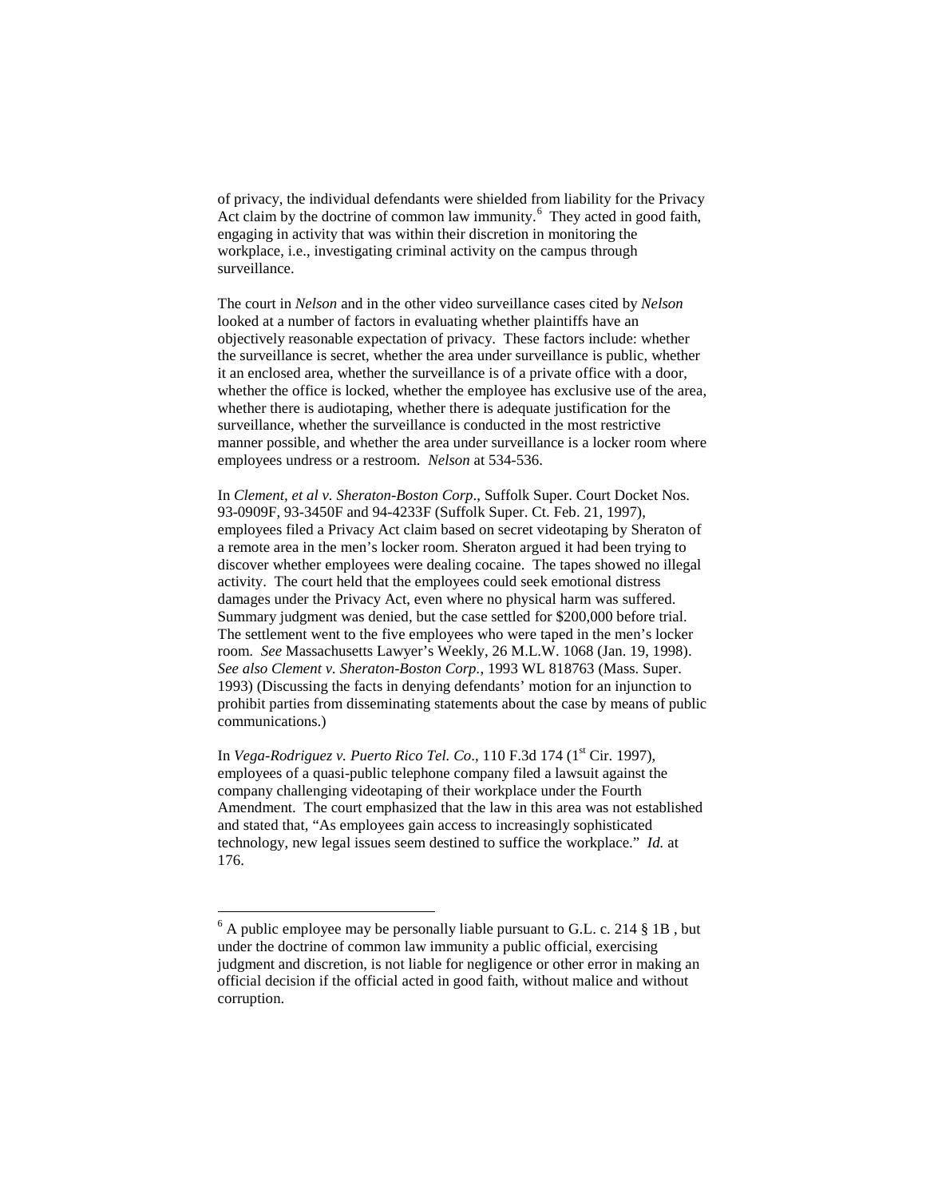of privacy, the individual defendants were shielded from liability for the Privacy Act claim by the doctrine of common law immunity.[6] They acted in good faith, engaging in activity that was within their discretion in monitoring the workplace, i.e., investigating criminal activity on the campus through surveillance.

The court in *Nelson* and in the other video surveillance cases cited by *Nelson* looked at a number of factors in evaluating whether plaintiffs have an objectively reasonable expectation of privacy. These factors include: whether the surveillance is secret, whether the area under surveillance is public, whether it an enclosed area, whether the surveillance is of a private office with a door, whether the office is locked, whether the employee has exclusive use of the area, whether there is audiotaping, whether there is adequate justification for the surveillance, whether the surveillance is conducted in the most restrictive manner possible, and whether the area under surveillance is a locker room where employees undress or a restroom. *Nelson* at 534-536.

In *Clement, et al v. Sheraton-Boston Corp*., Suffolk Super. Court Docket Nos. 93-0909F, 93-3450F and 94-4233F (Suffolk Super. Ct. Feb. 21, 1997), employees filed a Privacy Act claim based on secret videotaping by Sheraton of a remote area in the men's locker room. Sheraton argued it had been trying to discover whether employees were dealing cocaine. The tapes showed no illegal activity. The court held that the employees could seek emotional distress damages under the Privacy Act, even where no physical harm was suffered. Summary judgment was denied, but the case settled for $200,000 before trial. The settlement went to the five employees who were taped in the men's locker room. *See* Massachusetts Lawyer's Weekly, 26 M.L.W. 1068 (Jan. 19, 1998). *See also Clement v. Sheraton-Boston Corp.*, 1993 WL 818763 (Mass. Super. 1993) (Discussing the facts in denying defendants' motion for an injunction to prohibit parties from disseminating statements about the case by means of public communications.)

In *Vega-Rodriguez v. Puerto Rico Tel. Co*., 110 F.3d 174 (1st Cir. 1997), employees of a quasi-public telephone company filed a lawsuit against the company challenging videotaping of their workplace under the Fourth Amendment. The court emphasized that the law in this area was not established and stated that, "As employees gain access to increasingly sophisticated technology, new legal issues seem destined to suffice the workplace." *Id.* at 176.

---

[6] A public employee may be personally liable pursuant to G.L. c. 214 § 1B , but under the doctrine of common law immunity a public official, exercising judgment and discretion, is not liable for negligence or other error in making an official decision if the official acted in good faith, without malice and without corruption.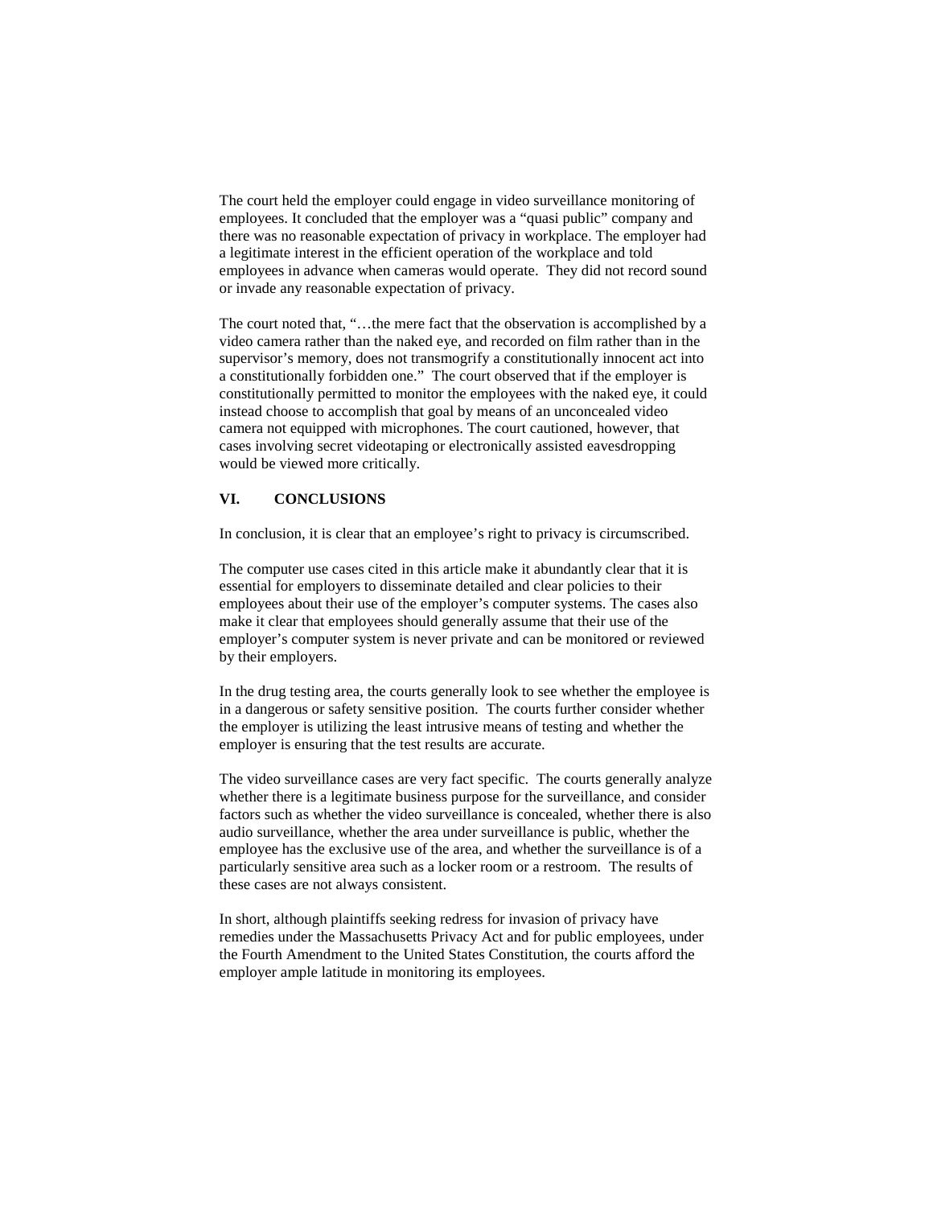The court held the employer could engage in video surveillance monitoring of employees. It concluded that the employer was a "quasi public" company and there was no reasonable expectation of privacy in workplace. The employer had a legitimate interest in the efficient operation of the workplace and told employees in advance when cameras would operate. They did not record sound or invade any reasonable expectation of privacy.

The court noted that, "…the mere fact that the observation is accomplished by a video camera rather than the naked eye, and recorded on film rather than in the supervisor's memory, does not transmogrify a constitutionally innocent act into a constitutionally forbidden one." The court observed that if the employer is constitutionally permitted to monitor the employees with the naked eye, it could instead choose to accomplish that goal by means of an unconcealed video camera not equipped with microphones. The court cautioned, however, that cases involving secret videotaping or electronically assisted eavesdropping would be viewed more critically.

## VI. CONCLUSIONS

In conclusion, it is clear that an employee's right to privacy is circumscribed.

The computer use cases cited in this article make it abundantly clear that it is essential for employers to disseminate detailed and clear policies to their employees about their use of the employer's computer systems. The cases also make it clear that employees should generally assume that their use of the employer's computer system is never private and can be monitored or reviewed by their employers.

In the drug testing area, the courts generally look to see whether the employee is in a dangerous or safety sensitive position. The courts further consider whether the employer is utilizing the least intrusive means of testing and whether the employer is ensuring that the test results are accurate.

The video surveillance cases are very fact specific. The courts generally analyze whether there is a legitimate business purpose for the surveillance, and consider factors such as whether the video surveillance is concealed, whether there is also audio surveillance, whether the area under surveillance is public, whether the employee has the exclusive use of the area, and whether the surveillance is of a particularly sensitive area such as a locker room or a restroom. The results of these cases are not always consistent.

In short, although plaintiffs seeking redress for invasion of privacy have remedies under the Massachusetts Privacy Act and for public employees, under the Fourth Amendment to the United States Constitution, the courts afford the employer ample latitude in monitoring its employees.